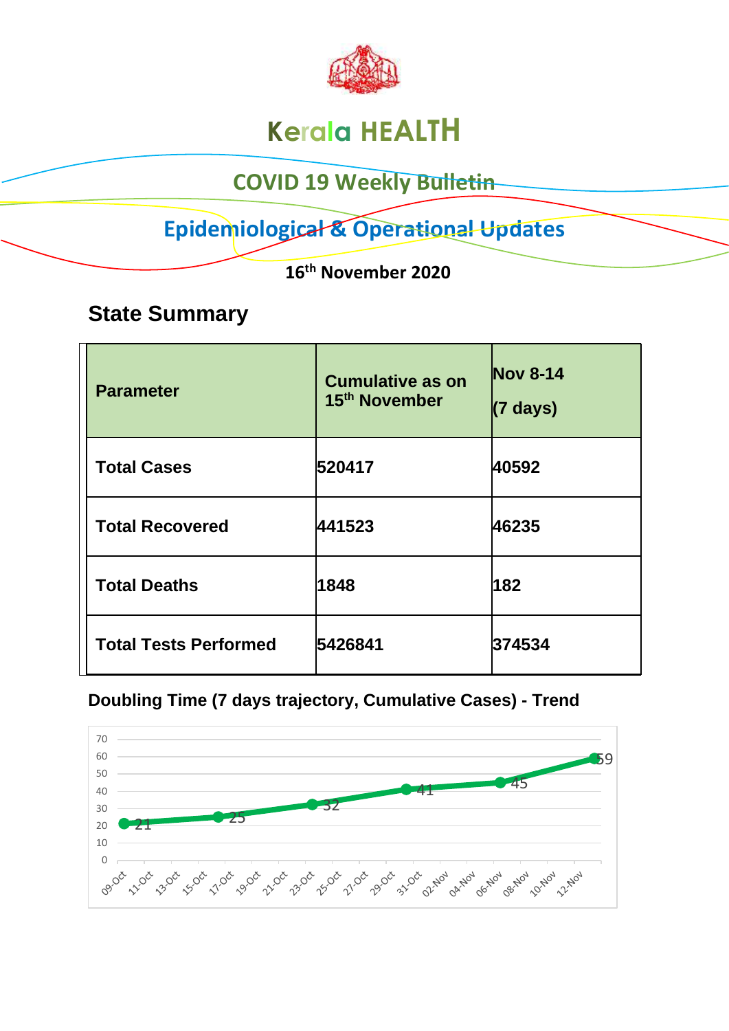# Kerala HEALTH

## COVID 19 Weekly Bulletin

## Epidemiological & Operational Updates

**16th November 2020**

## State Summary

| Parameter | Cumulative as on 15th November | Nov 8-14 (7 days) |
|---|---|---|
| Total Cases | 520417 | 40592 |
| Total Recovered | 441523 | 46235 |
| Total Deaths | 1848 | 182 |
| Total Tests Performed | 5426841 | 374534 |

### Doubling Time (7 days trajectory, Cumulative Cases) - Trend

| Date | Doubling Time |
|---|---|
| 09-Oct | 21 |
| 16-Oct | 25 |
| 23-Oct | 32 |
| 30-Oct | 41 |
| 06-Nov | 45 |
| 13-Nov | 59 |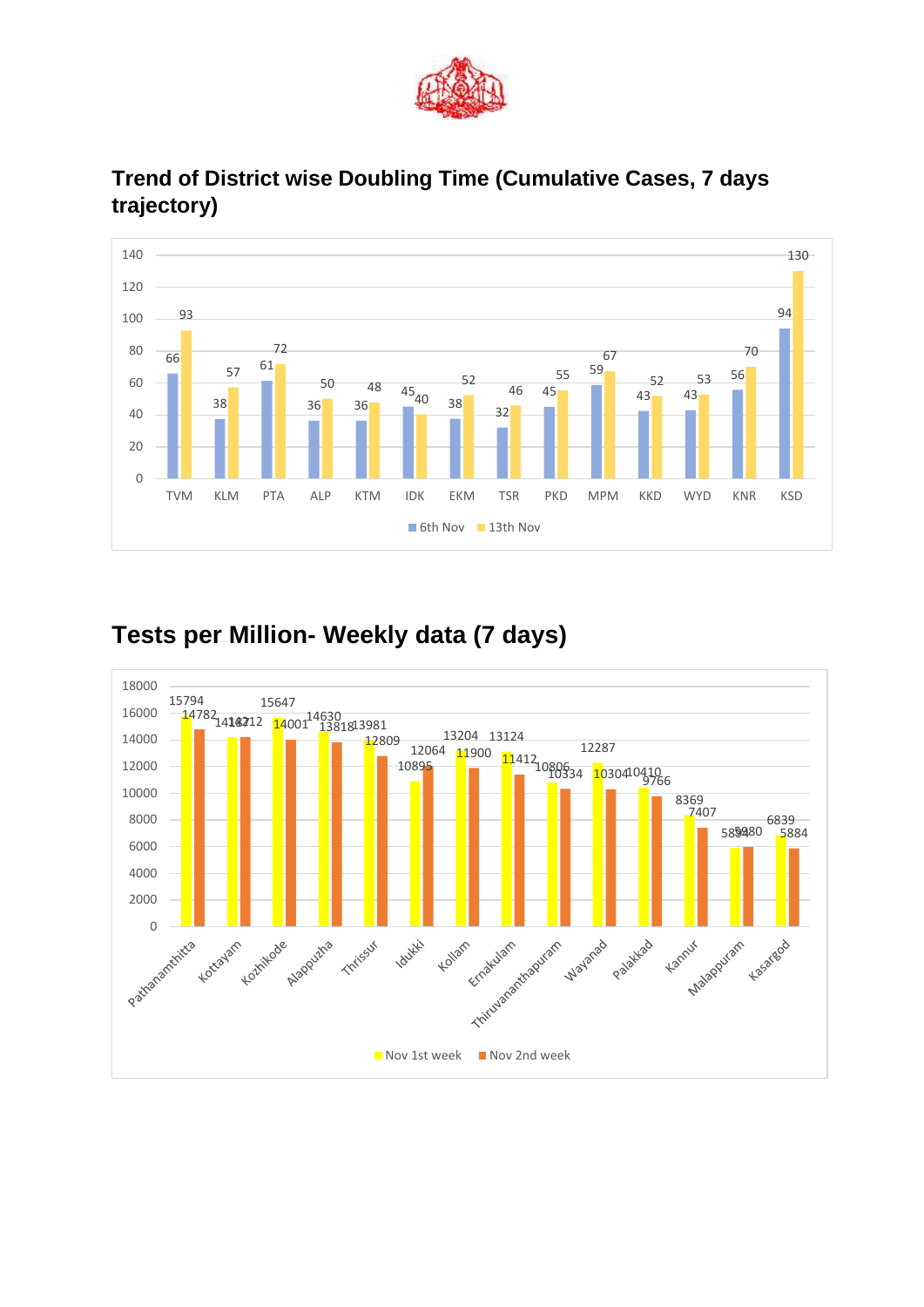## Trend of District wise Doubling Time (Cumulative Cases, 7 days trajectory)

| District | 6th Nov | 13th Nov |
|---|---|---|
| TVM | 66 | 93 |
| KLM | 38 | 57 |
| PTA | 61 | 72 |
| ALP | 36 | 50 |
| KTM | 36 | 48 |
| IDK | 45 | 40 |
| EKM | 38 | 52 |
| TSR | 32 | 46 |
| PKD | 45 | 55 |
| MPM | 59 | 67 |
| KKD | 43 | 52 |
| WYD | 43 | 53 |
| KNR | 56 | 70 |
| KSD | 94 | 130 |

## Tests per Million- Weekly data (7 days)

| District | Nov 1st week | Nov 2nd week |
|---|---|---|
| Pathanamthitta | 15794 | 14782 |
| Kottayam | 14187 | 14212 |
| Kozhikode | 15647 | 14001 |
| Alappuzha | 14630 | 13818 |
| Thrissur | 13981 | 12809 |
| Idukki | 10895 | 12064 |
| Kollam | 13204 | 11900 |
| Ernakulam | 13124 | 11412 |
| Thiruvananthapuram | 10806 | 10334 |
| Wayanad | 12287 | 10304 |
| Palakkad | 10410 | 9766 |
| Kannur | 8369 | 7407 |
| Malappuram | 5854 | 5980 |
| Kasargod | 6839 | 5884 |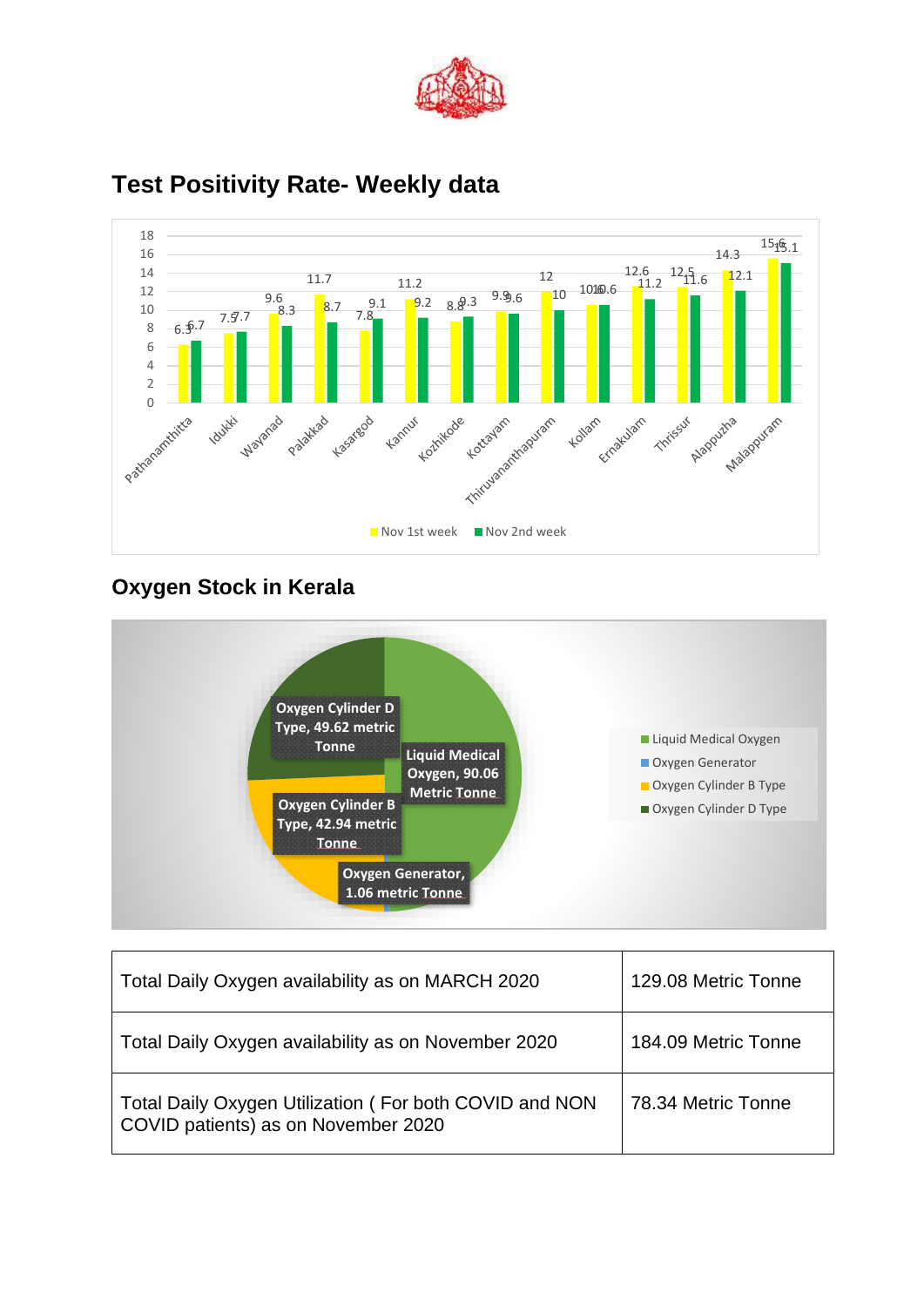## Test Positivity Rate- Weekly data

| District | Nov 1st week | Nov 2nd week |
|---|---|---|
| Pathanamthitta | 6.3 | 6.7 |
| Idukki | 7.5 | 7.7 |
| Wayanad | 9.6 | 8.3 |
| Palakkad | 11.7 | 8.7 |
| Kasargod | 7.8 | 9.1 |
| Kannur | 11.2 | 9.2 |
| Kozhikode | 8.8 | 9.3 |
| Kottayam | 9.9 | 9.6 |
| Thiruvananthapuram | 12 | 10 |
| Kollam | 10.6 | 10.6 |
| Ernakulam | 12.6 | 11.2 |
| Thrissur | 12.5 | 11.6 |
| Alappuzha | 14.3 | 12.1 |
| Malappuram | 15.6 | 15.1 |

## Oxygen Stock in Kerala

| Source | Quantity |
|---|---|
| Liquid Medical Oxygen | 90.06 Metric Tonne |
| Oxygen Generator | 1.06 metric Tonne |
| Oxygen Cylinder B Type | 42.94 metric Tonne |
| Oxygen Cylinder D Type | 49.62 metric Tonne |

| | |
|---|---|
| Total Daily Oxygen availability as on MARCH 2020 | 129.08 Metric Tonne |
| Total Daily Oxygen availability as on November 2020 | 184.09 Metric Tonne |
| Total Daily Oxygen Utilization ( For both COVID and NON COVID patients) as on November 2020 | 78.34 Metric Tonne |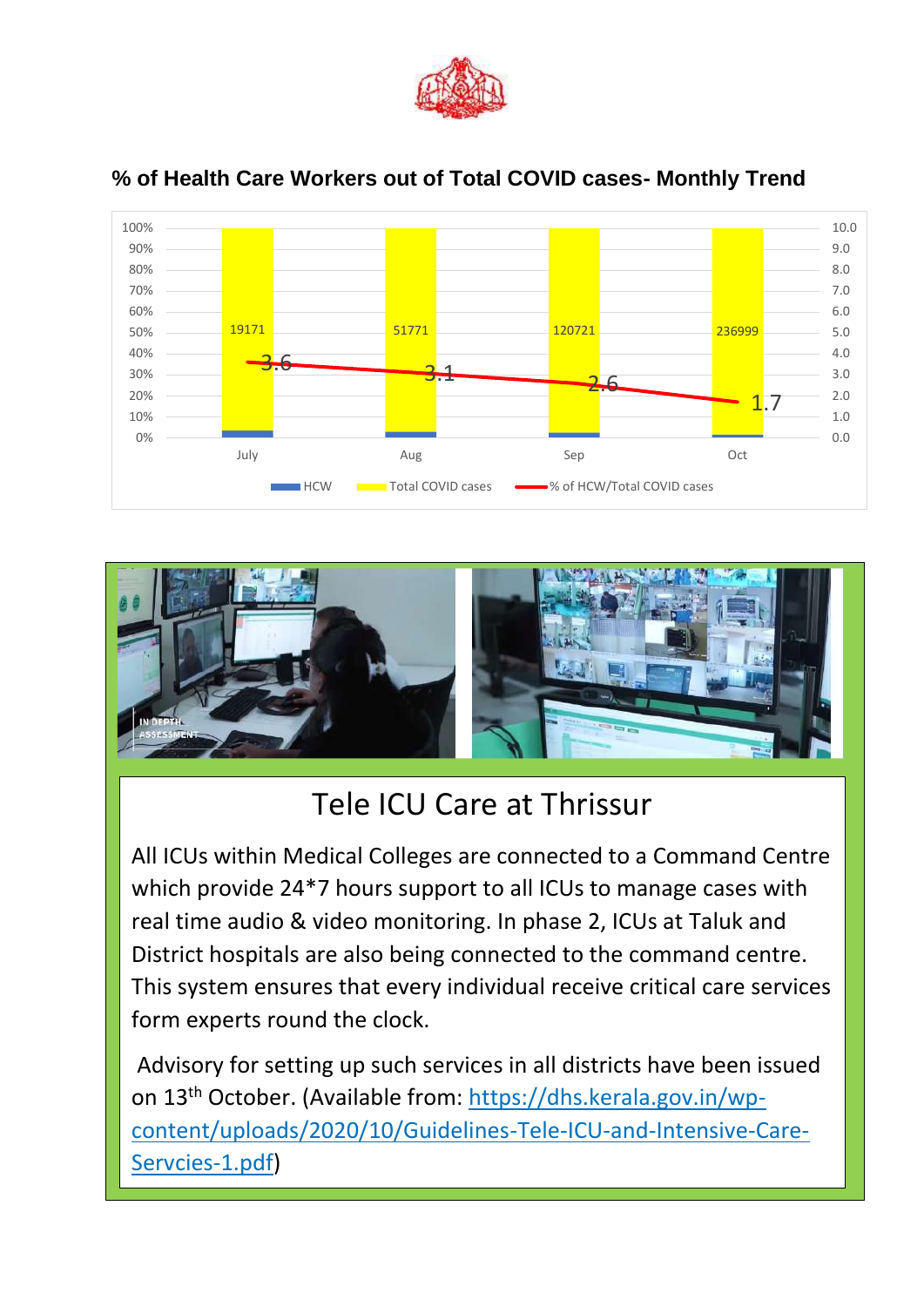## % of Health Care Workers out of Total COVID cases- Monthly Trend

100%
90%
80%
70%
60%
50%
40%
30%
20%
10%
0%

10.0
9.0
8.0
7.0
6.0
5.0
4.0
3.0
2.0
1.0
0.0

19171
51771
120721
236999

3.6
3.1
2.6
1.7

July
Aug
Sep
Oct

HCW
Total COVID cases
% of HCW/Total COVID cases

IN DEPTH ASSESSMENT

## Tele ICU Care at Thrissur

All ICUs within Medical Colleges are connected to a Command Centre which provide 24*7 hours support to all ICUs to manage cases with real time audio & video monitoring. In phase 2, ICUs at Taluk and District hospitals are also being connected to the command centre. This system ensures that every individual receive critical care services form experts round the clock.

Advisory for setting up such services in all districts have been issued on 13th October. (Available from: https://dhs.kerala.gov.in/wp-content/uploads/2020/10/Guidelines-Tele-ICU-and-Intensive-Care-Servcies-1.pdf)